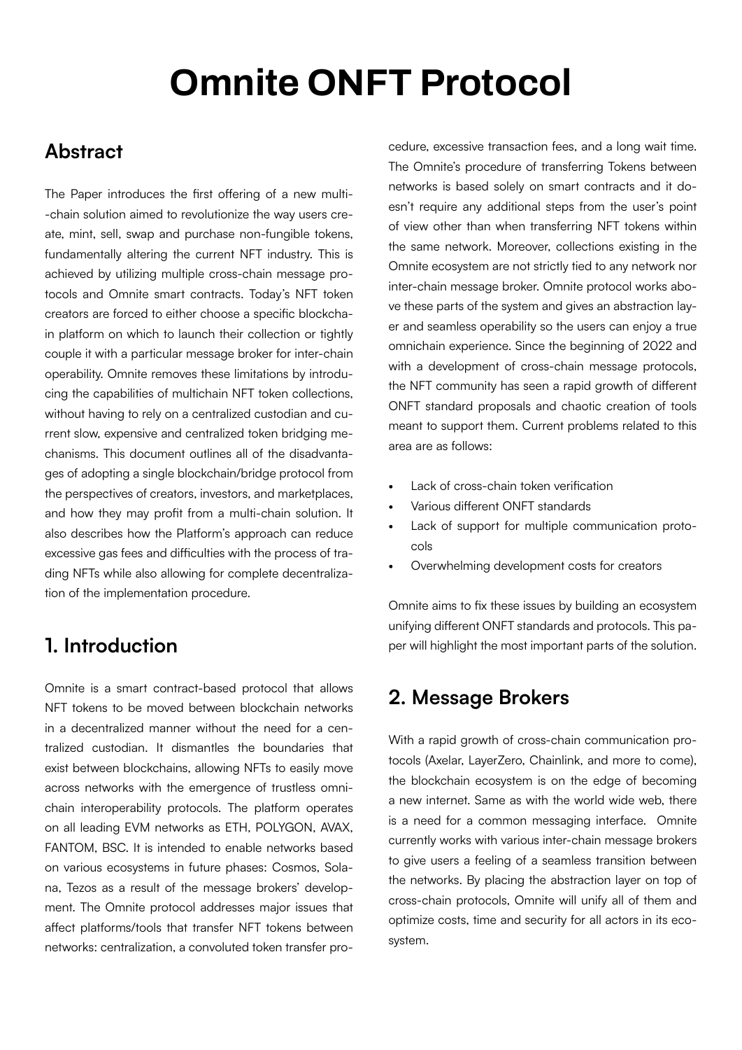# Omnite ONFT Protocol

## Abstract

The Paper introduces the first offering of a new multi-chain solution aimed to revolutionize the way users create, mint, sell, swap and purchase non-fungible tokens, fundamentally altering the current NFT industry. This is achieved by utilizing multiple cross-chain message protocols and Omnite smart contracts. Today's NFT token creators are forced to either choose a specific blockchain platform on which to launch their collection or tightly couple it with a particular message broker for inter-chain operability. Omnite removes these limitations by introducing the capabilities of multichain NFT token collections, without having to rely on a centralized custodian and current slow, expensive and centralized token bridging mechanisms. This document outlines all of the disadvantages of adopting a single blockchain/bridge protocol from the perspectives of creators, investors, and marketplaces, and how they may profit from a multi-chain solution. It also describes how the Platform's approach can reduce excessive gas fees and difficulties with the process of trading NFTs while also allowing for complete decentralization of the implementation procedure.

## 1. Introduction

Omnite is a smart contract-based protocol that allows NFT tokens to be moved between blockchain networks in a decentralized manner without the need for a centralized custodian. It dismantles the boundaries that exist between blockchains, allowing NFTs to easily move across networks with the emergence of trustless omnichain interoperability protocols. The platform operates on all leading EVM networks as ETH, POLYGON, AVAX, FANTOM, BSC. It is intended to enable networks based on various ecosystems in future phases: Cosmos, Solana, Tezos as a result of the message brokers' development. The Omnite protocol addresses major issues that affect platforms/tools that transfer NFT tokens between networks: centralization, a convoluted token transfer procedure, excessive transaction fees, and a long wait time. The Omnite's procedure of transferring Tokens between networks is based solely on smart contracts and it doesn't require any additional steps from the user's point of view other than when transferring NFT tokens within the same network. Moreover, collections existing in the Omnite ecosystem are not strictly tied to any network nor inter-chain message broker. Omnite protocol works above these parts of the system and gives an abstraction layer and seamless operability so the users can enjoy a true omnichain experience. Since the beginning of 2022 and with a development of cross-chain message protocols, the NFT community has seen a rapid growth of different ONFT standard proposals and chaotic creation of tools meant to support them. Current problems related to this area are as follows:

- Lack of cross-chain token verification
- Various different ONFT standards
- Lack of support for multiple communication protocols
- Overwhelming development costs for creators

Omnite aims to fix these issues by building an ecosystem unifying different ONFT standards and protocols. This paper will highlight the most important parts of the solution.

## 2. Message Brokers

With a rapid growth of cross-chain communication protocols (Axelar, LayerZero, Chainlink, and more to come), the blockchain ecosystem is on the edge of becoming a new internet. Same as with the world wide web, there is a need for a common messaging interface. Omnite currently works with various inter-chain message brokers to give users a feeling of a seamless transition between the networks. By placing the abstraction layer on top of cross-chain protocols, Omnite will unify all of them and optimize costs, time and security for all actors in its ecosystem.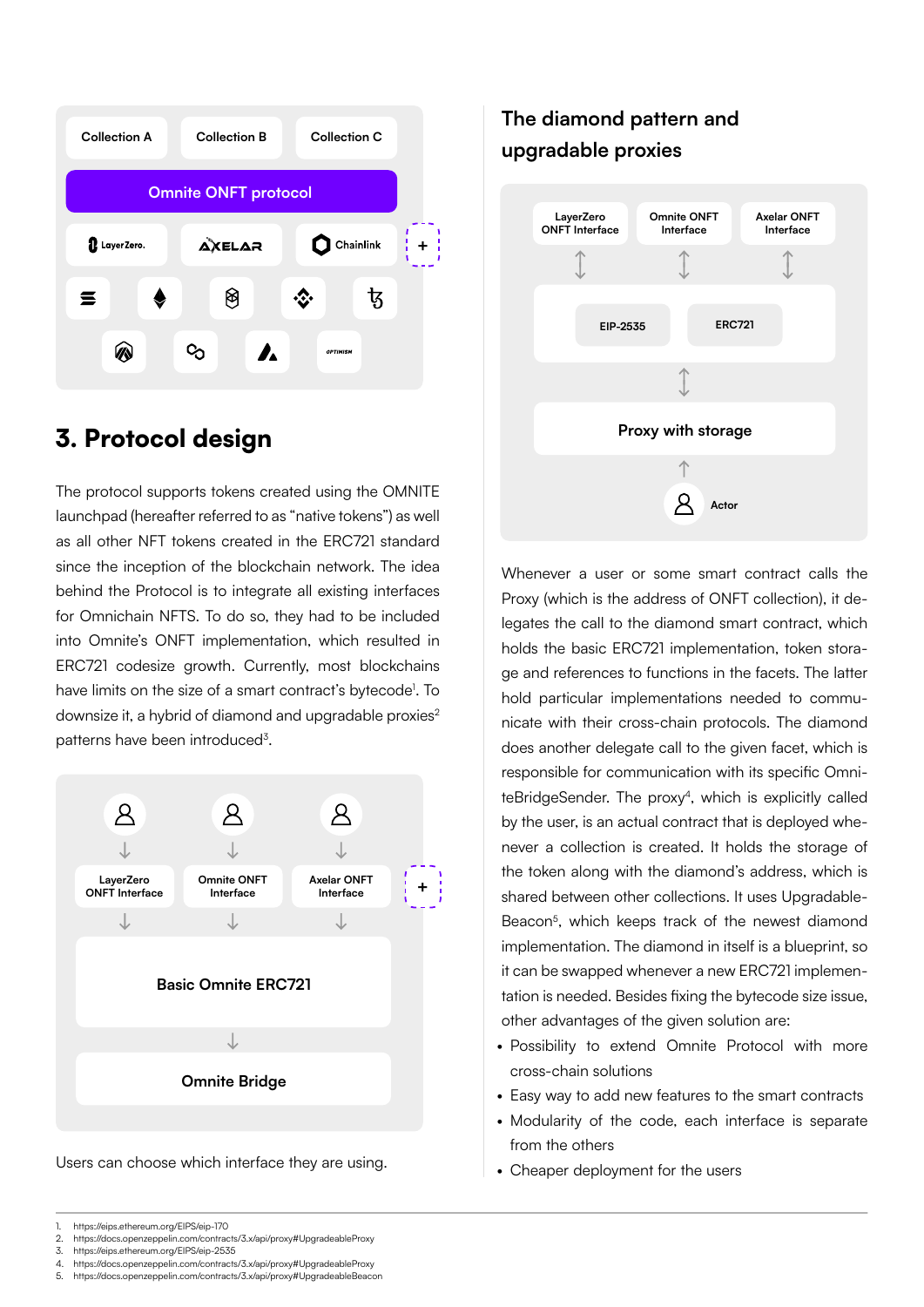## 3. Protocol design

The protocol supports tokens created using the OMNITE launchpad (hereafter referred to as "native tokens") as well as all other NFT tokens created in the ERC721 standard since the inception of the blockchain network. The idea behind the Protocol is to integrate all existing interfaces for Omnichain NFTS. To do so, they had to be included into Omnite's ONFT implementation, which resulted in ERC721 codesize growth. Currently, most blockchains have limits on the size of a smart contract's bytecode[1]. To downsize it, a hybrid of diamond and upgradable proxies[2] patterns have been introduced[3].

Users can choose which interface they are using.

## The diamond pattern and upgradable proxies

Whenever a user or some smart contract calls the Proxy (which is the address of ONFT collection), it delegates the call to the diamond smart contract, which holds the basic ERC721 implementation, token storage and references to functions in the facets. The latter hold particular implementations needed to communicate with their cross-chain protocols. The diamond does another delegate call to the given facet, which is responsible for communication with its specific OmniteBridgeSender. The proxy[4], which is explicitly called by the user, is an actual contract that is deployed whenever a collection is created. It holds the storage of the token along with the diamond's address, which is shared between other collections. It uses UpgradableBeacon[5], which keeps track of the newest diamond implementation. The diamond in itself is a blueprint, so it can be swapped whenever a new ERC721 implementation is needed. Besides fixing the bytecode size issue, other advantages of the given solution are:

- Possibility to extend Omnite Protocol with more cross-chain solutions
- Easy way to add new features to the smart contracts
- Modularity of the code, each interface is separate from the others
- Cheaper deployment for the users

---

1. https://eips.ethereum.org/EIPS/eip-170
2. https://docs.openzeppelin.com/contracts/3.x/api/proxy#UpgradeableProxy
3. https://eips.ethereum.org/EIPS/eip-2535
4. https://docs.openzeppelin.com/contracts/3.x/api/proxy#UpgradeableProxy
5. https://docs.openzeppelin.com/contracts/3.x/api/proxy#UpgradeableBeacon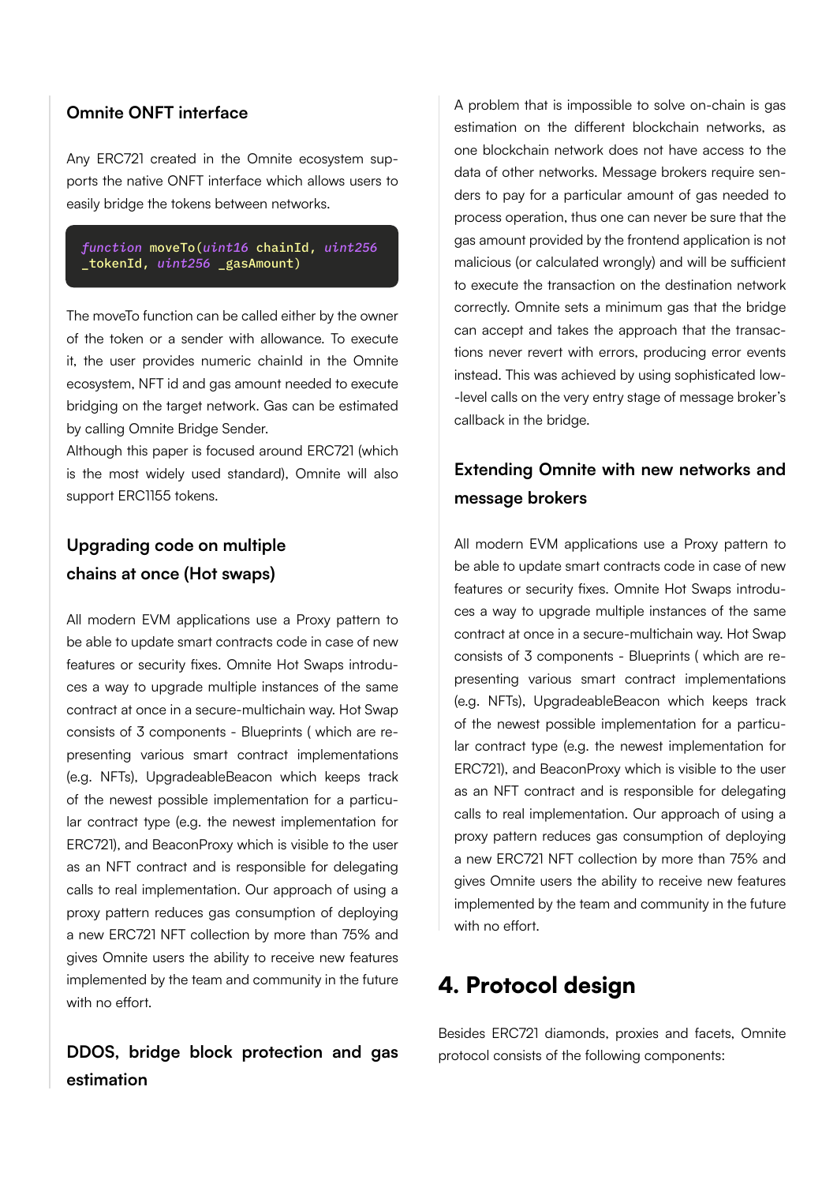### Omnite ONFT interface

Any ERC721 created in the Omnite ecosystem supports the native ONFT interface which allows users to easily bridge the tokens between networks.

```
function moveTo(uint16 chainId, uint256
_tokenId, uint256 _gasAmount)
```

The moveTo function can be called either by the owner of the token or a sender with allowance. To execute it, the user provides numeric chainId in the Omnite ecosystem, NFT id and gas amount needed to execute bridging on the target network. Gas can be estimated by calling Omnite Bridge Sender.
Although this paper is focused around ERC721 (which is the most widely used standard), Omnite will also support ERC1155 tokens.

### Upgrading code on multiple chains at once (Hot swaps)

All modern EVM applications use a Proxy pattern to be able to update smart contracts code in case of new features or security fixes. Omnite Hot Swaps introduces a way to upgrade multiple instances of the same contract at once in a secure-multichain way. Hot Swap consists of 3 components - Blueprints ( which are representing various smart contract implementations (e.g. NFTs), UpgradeableBeacon which keeps track of the newest possible implementation for a particular contract type (e.g. the newest implementation for ERC721), and BeaconProxy which is visible to the user as an NFT contract and is responsible for delegating calls to real implementation. Our approach of using a proxy pattern reduces gas consumption of deploying a new ERC721 NFT collection by more than 75% and gives Omnite users the ability to receive new features implemented by the team and community in the future with no effort.

### DDOS, bridge block protection and gas estimation

A problem that is impossible to solve on-chain is gas estimation on the different blockchain networks, as one blockchain network does not have access to the data of other networks. Message brokers require senders to pay for a particular amount of gas needed to process operation, thus one can never be sure that the gas amount provided by the frontend application is not malicious (or calculated wrongly) and will be sufficient to execute the transaction on the destination network correctly. Omnite sets a minimum gas that the bridge can accept and takes the approach that the transactions never revert with errors, producing error events instead. This was achieved by using sophisticated low-level calls on the very entry stage of message broker's callback in the bridge.

### Extending Omnite with new networks and message brokers

All modern EVM applications use a Proxy pattern to be able to update smart contracts code in case of new features or security fixes. Omnite Hot Swaps introduces a way to upgrade multiple instances of the same contract at once in a secure-multichain way. Hot Swap consists of 3 components - Blueprints ( which are representing various smart contract implementations (e.g. NFTs), UpgradeableBeacon which keeps track of the newest possible implementation for a particular contract type (e.g. the newest implementation for ERC721), and BeaconProxy which is visible to the user as an NFT contract and is responsible for delegating calls to real implementation. Our approach of using a proxy pattern reduces gas consumption of deploying a new ERC721 NFT collection by more than 75% and gives Omnite users the ability to receive new features implemented by the team and community in the future with no effort.

## 4. Protocol design

Besides ERC721 diamonds, proxies and facets, Omnite protocol consists of the following components: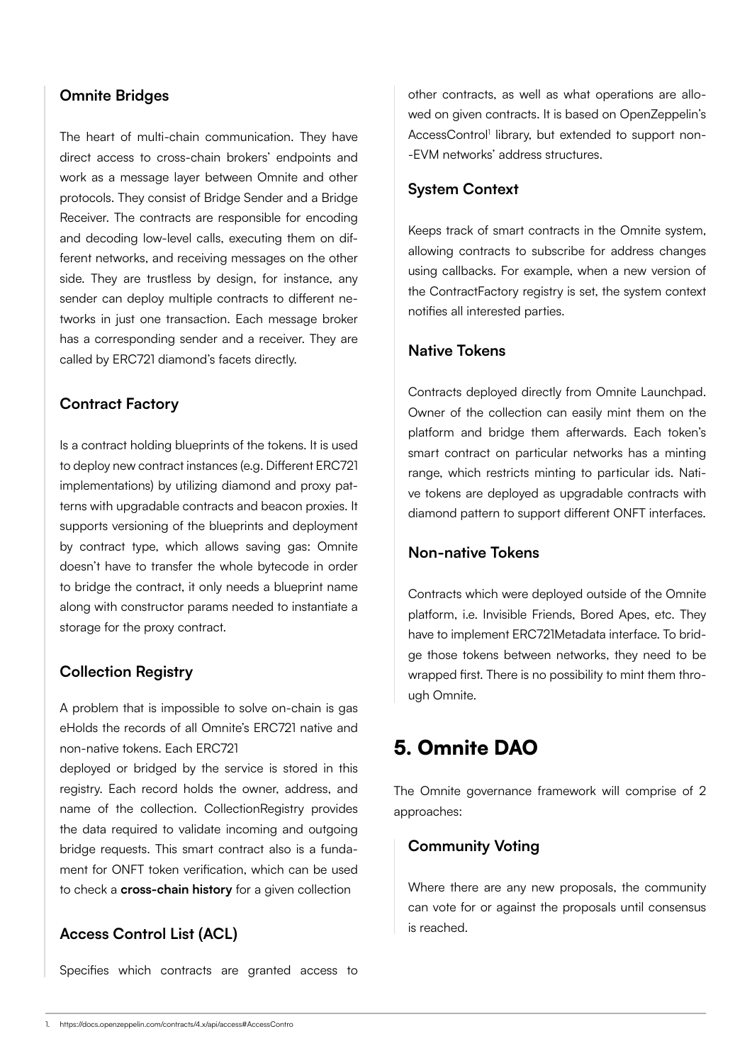### Omnite Bridges

The heart of multi-chain communication. They have direct access to cross-chain brokers' endpoints and work as a message layer between Omnite and other protocols. They consist of Bridge Sender and a Bridge Receiver. The contracts are responsible for encoding and decoding low-level calls, executing them on different networks, and receiving messages on the other side. They are trustless by design, for instance, any sender can deploy multiple contracts to different networks in just one transaction. Each message broker has a corresponding sender and a receiver. They are called by ERC721 diamond's facets directly.

### Contract Factory

Is a contract holding blueprints of the tokens. It is used to deploy new contract instances (e.g. Different ERC721 implementations) by utilizing diamond and proxy patterns with upgradable contracts and beacon proxies. It supports versioning of the blueprints and deployment by contract type, which allows saving gas: Omnite doesn't have to transfer the whole bytecode in order to bridge the contract, it only needs a blueprint name along with constructor params needed to instantiate a storage for the proxy contract.

### Collection Registry

A problem that is impossible to solve on-chain is gas eHolds the records of all Omnite's ERC721 native and non-native tokens. Each ERC721
deployed or bridged by the service is stored in this registry. Each record holds the owner, address, and name of the collection. CollectionRegistry provides the data required to validate incoming and outgoing bridge requests. This smart contract also is a fundament for ONFT token verification, which can be used to check a **cross-chain history** for a given collection

### Access Control List (ACL)

Specifies which contracts are granted access to other contracts, as well as what operations are allowed on given contracts. It is based on OpenZeppelin's AccessControl[1] library, but extended to support non-EVM networks' address structures.

### System Context

Keeps track of smart contracts in the Omnite system, allowing contracts to subscribe for address changes using callbacks. For example, when a new version of the ContractFactory registry is set, the system context notifies all interested parties.

### Native Tokens

Contracts deployed directly from Omnite Launchpad. Owner of the collection can easily mint them on the platform and bridge them afterwards. Each token's smart contract on particular networks has a minting range, which restricts minting to particular ids. Native tokens are deployed as upgradable contracts with diamond pattern to support different ONFT interfaces.

### Non-native Tokens

Contracts which were deployed outside of the Omnite platform, i.e. Invisible Friends, Bored Apes, etc. They have to implement ERC721Metadata interface. To bridge those tokens between networks, they need to be wrapped first. There is no possibility to mint them through Omnite.

## 5. Omnite DAO

The Omnite governance framework will comprise of 2 approaches:

### Community Voting

Where there are any new proposals, the community can vote for or against the proposals until consensus is reached.

1. https://docs.openzeppelin.com/contracts/4.x/api/access#AccessContro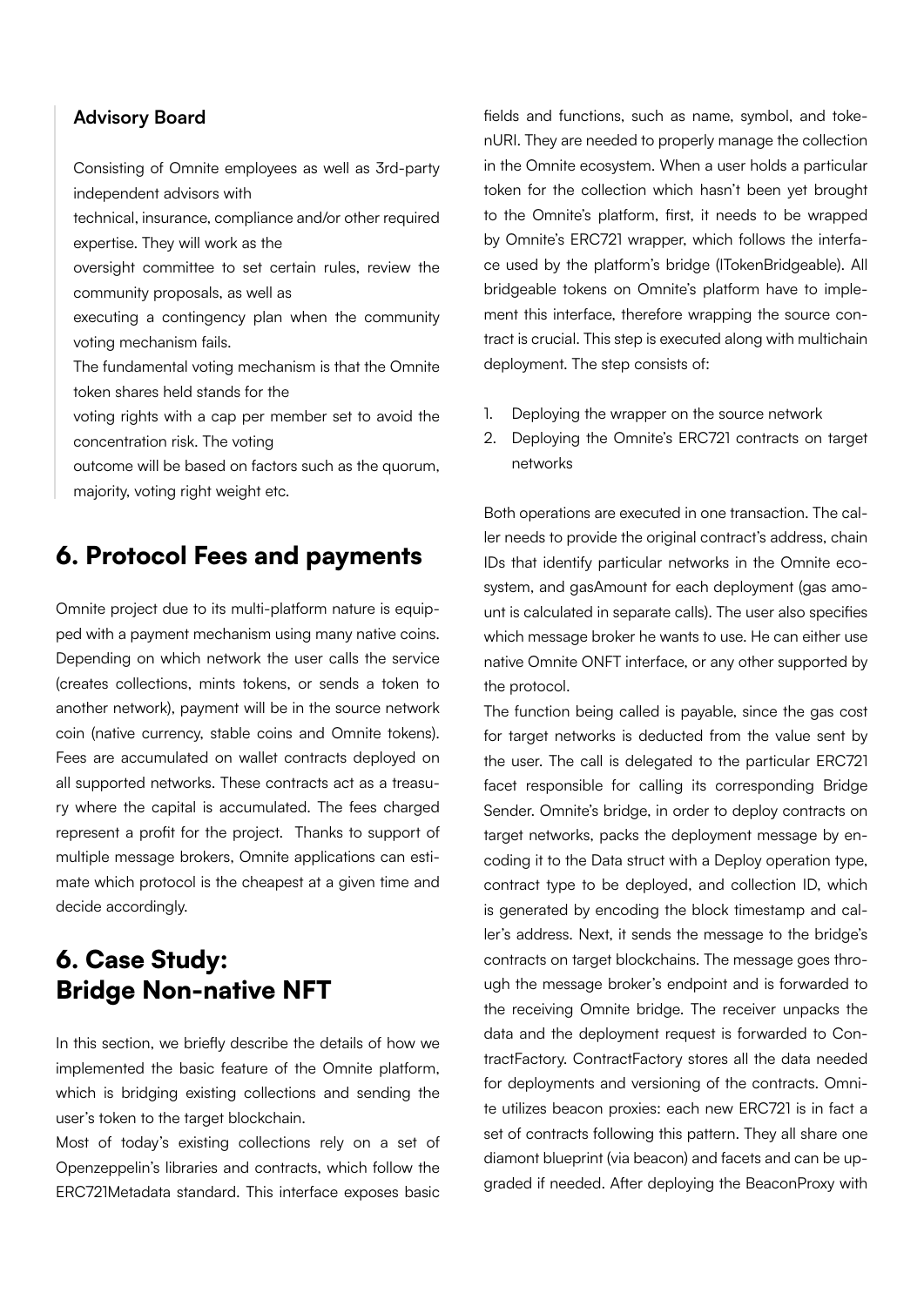### Advisory Board

Consisting of Omnite employees as well as 3rd-party independent advisors with technical, insurance, compliance and/or other required expertise. They will work as the oversight committee to set certain rules, review the community proposals, as well as executing a contingency plan when the community voting mechanism fails.

The fundamental voting mechanism is that the Omnite token shares held stands for the voting rights with a cap per member set to avoid the concentration risk. The voting outcome will be based on factors such as the quorum, majority, voting right weight etc.

## 6. Protocol Fees and payments

Omnite project due to its multi-platform nature is equipped with a payment mechanism using many native coins. Depending on which network the user calls the service (creates collections, mints tokens, or sends a token to another network), payment will be in the source network coin (native currency, stable coins and Omnite tokens). Fees are accumulated on wallet contracts deployed on all supported networks. These contracts act as a treasury where the capital is accumulated. The fees charged represent a profit for the project. Thanks to support of multiple message brokers, Omnite applications can estimate which protocol is the cheapest at a given time and decide accordingly.

## 6. Case Study: Bridge Non-native NFT

In this section, we briefly describe the details of how we implemented the basic feature of the Omnite platform, which is bridging existing collections and sending the user's token to the target blockchain.

Most of today's existing collections rely on a set of Openzeppelin's libraries and contracts, which follow the ERC721Metadata standard. This interface exposes basic fields and functions, such as name, symbol, and tokenURI. They are needed to properly manage the collection in the Omnite ecosystem. When a user holds a particular token for the collection which hasn't been yet brought to the Omnite's platform, first, it needs to be wrapped by Omnite's ERC721 wrapper, which follows the interface used by the platform's bridge (ITokenBridgeable). All bridgeable tokens on Omnite's platform have to implement this interface, therefore wrapping the source contract is crucial. This step is executed along with multichain deployment. The step consists of:

1. Deploying the wrapper on the source network
2. Deploying the Omnite's ERC721 contracts on target networks

Both operations are executed in one transaction. The caller needs to provide the original contract's address, chain IDs that identify particular networks in the Omnite ecosystem, and gasAmount for each deployment (gas amount is calculated in separate calls). The user also specifies which message broker he wants to use. He can either use native Omnite ONFT interface, or any other supported by the protocol.

The function being called is payable, since the gas cost for target networks is deducted from the value sent by the user. The call is delegated to the particular ERC721 facet responsible for calling its corresponding Bridge Sender. Omnite's bridge, in order to deploy contracts on target networks, packs the deployment message by encoding it to the Data struct with a Deploy operation type, contract type to be deployed, and collection ID, which is generated by encoding the block timestamp and caller's address. Next, it sends the message to the bridge's contracts on target blockchains. The message goes through the message broker's endpoint and is forwarded to the receiving Omnite bridge. The receiver unpacks the data and the deployment request is forwarded to ContractFactory. ContractFactory stores all the data needed for deployments and versioning of the contracts. Omnite utilizes beacon proxies: each new ERC721 is in fact a set of contracts following this pattern. They all share one diamont blueprint (via beacon) and facets and can be upgraded if needed. After deploying the BeaconProxy with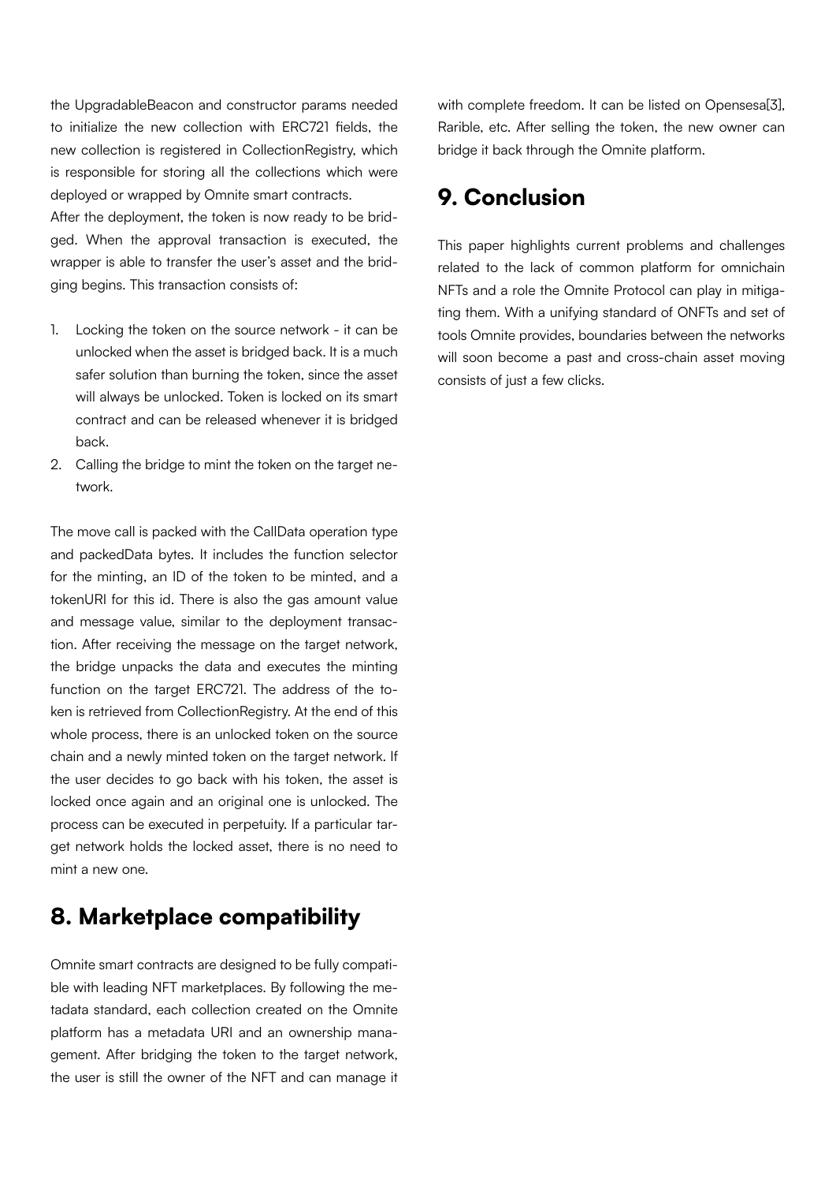the UpgradableBeacon and constructor params needed to initialize the new collection with ERC721 fields, the new collection is registered in CollectionRegistry, which is responsible for storing all the collections which were deployed or wrapped by Omnite smart contracts.

After the deployment, the token is now ready to be bridged. When the approval transaction is executed, the wrapper is able to transfer the user's asset and the bridging begins. This transaction consists of:

1. Locking the token on the source network - it can be unlocked when the asset is bridged back. It is a much safer solution than burning the token, since the asset will always be unlocked. Token is locked on its smart contract and can be released whenever it is bridged back.
2. Calling the bridge to mint the token on the target network.

The move call is packed with the CallData operation type and packedData bytes. It includes the function selector for the minting, an ID of the token to be minted, and a tokenURI for this id. There is also the gas amount value and message value, similar to the deployment transaction. After receiving the message on the target network, the bridge unpacks the data and executes the minting function on the target ERC721. The address of the token is retrieved from CollectionRegistry. At the end of this whole process, there is an unlocked token on the source chain and a newly minted token on the target network. If the user decides to go back with his token, the asset is locked once again and an original one is unlocked. The process can be executed in perpetuity. If a particular target network holds the locked asset, there is no need to mint a new one.

## 8. Marketplace compatibility

Omnite smart contracts are designed to be fully compatible with leading NFT marketplaces. By following the metadata standard, each collection created on the Omnite platform has a metadata URI and an ownership management. After bridging the token to the target network, the user is still the owner of the NFT and can manage it with complete freedom. It can be listed on Opensesa[3], Rarible, etc. After selling the token, the new owner can bridge it back through the Omnite platform.

## 9. Conclusion

This paper highlights current problems and challenges related to the lack of common platform for omnichain NFTs and a role the Omnite Protocol can play in mitigating them. With a unifying standard of ONFTs and set of tools Omnite provides, boundaries between the networks will soon become a past and cross-chain asset moving consists of just a few clicks.